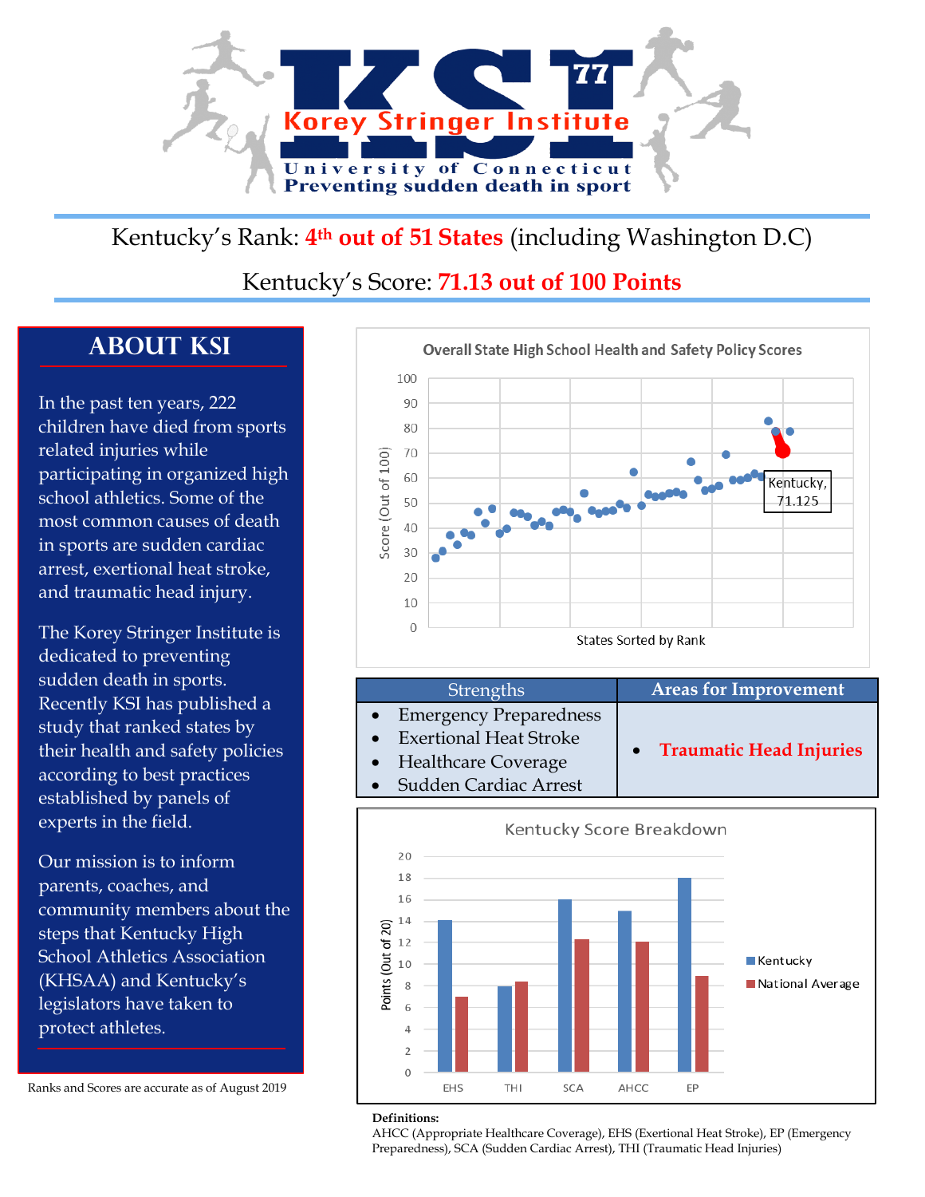# Korey Stringer Institute

University of Connecticut

Preventing sudden death in sport

Kentucky's Rank: **4th out of 51 States** (including Washington D.C)

Kentucky's Score: **71.13 out of 100 Points**

## ABOUT KSI

In the past ten years, 222 children have died from sports related injuries while participating in organized high school athletics. Some of the most common causes of death in sports are sudden cardiac arrest, exertional heat stroke, and traumatic head injury.

The Korey Stringer Institute is dedicated to preventing sudden death in sports. Recently KSI has published a study that ranked states by their health and safety policies according to best practices established by panels of experts in the field.

Our mission is to inform parents, coaches, and community members about the steps that Kentucky High School Athletics Association (KHSAA) and Kentucky's legislators have taken to protect athletes.

Ranks and Scores are accurate as of August 2019

**Overall State High School Health and Safety Policy Scores**

(Scatter chart: Score (Out of 100) vs. States Sorted by Rank; Kentucky, 71.125)

| Strengths | Areas for Improvement |
|---|---|
| • Emergency Preparedness<br>• Exertional Heat Stroke<br>• Healthcare Coverage<br>• Sudden Cardiac Arrest | • **Traumatic Head Injuries** |

**Kentucky Score Breakdown**

(Bar chart: Points (Out of 20) for Kentucky vs. National Average across EHS, THI, SCA, AHCC, EP)

**Definitions:**
AHCC (Appropriate Healthcare Coverage), EHS (Exertional Heat Stroke), EP (Emergency Preparedness), SCA (Sudden Cardiac Arrest), THI (Traumatic Head Injuries)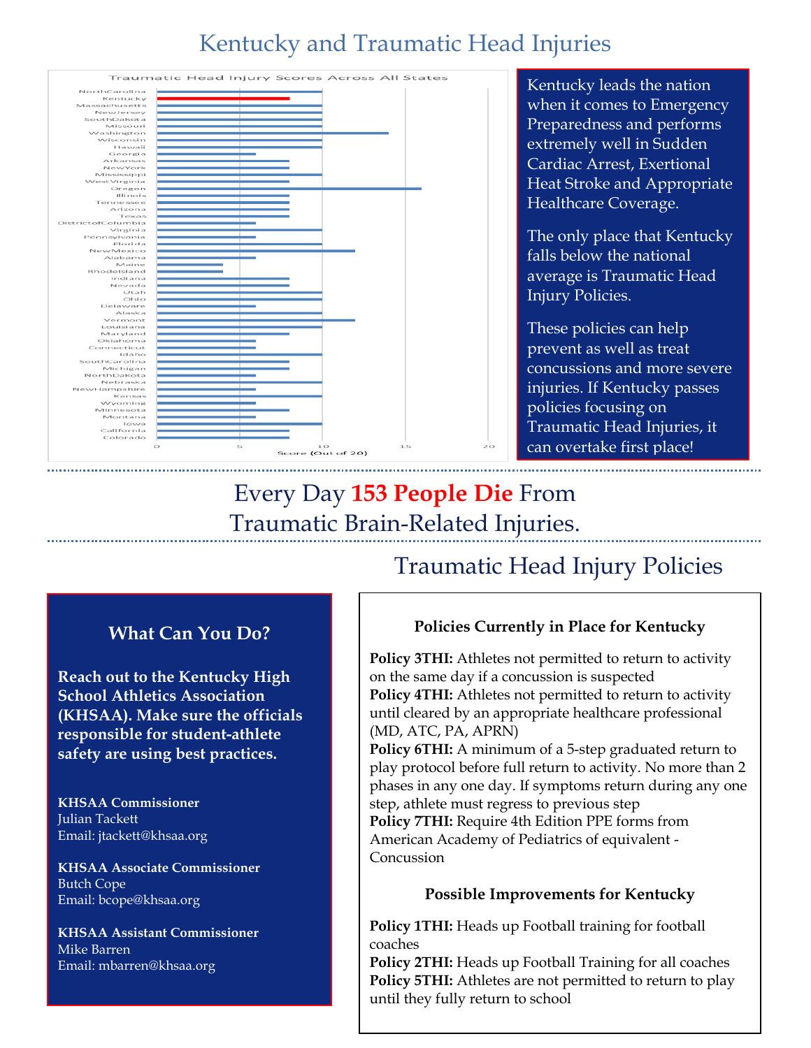# Kentucky and Traumatic Head Injuries

Traumatic Head Injury Scores Across All States

NorthCarolina
Kentucky
Massachusetts
NewJersey
SouthDakota
Missouri
Washington
Wisconsin
Hawaii
Georgia
Arkansas
NewYork
Mississippi
WestVirginia
Oregon
Illinois
Tennessee
Arizona
Texas
DistrictofColumbia
Virginia
Pennsylvania
Florida
NewMexico
Alabama
Maine
RhodeIsland
Indiana
Nevada
Utah
Ohio
Delaware
Alaska
Vermont
Louisiana
Maryland
Oklahoma
Connecticut
Idaho
SouthCarolina
Michigan
NorthDakota
Nebraska
NewHampshire
Kansas
Wyoming
Minnesota
Montana
Iowa
California
Colorado

0 5 10 15 20

Score (Out of 20)

Kentucky leads the nation when it comes to Emergency Preparedness and performs extremely well in Sudden Cardiac Arrest, Exertional Heat Stroke and Appropriate Healthcare Coverage.

The only place that Kentucky falls below the national average is Traumatic Head Injury Policies.

These policies can help prevent as well as treat concussions and more severe injuries. If Kentucky passes policies focusing on Traumatic Head Injuries, it can overtake first place!

## Every Day **153 People Die** From Traumatic Brain-Related Injuries.

## Traumatic Head Injury Policies

### What Can You Do?

**Reach out to the Kentucky High School Athletics Association (KHSAA). Make sure the officials responsible for student-athlete safety are using best practices.**

**KHSAA Commissioner**
Julian Tackett
Email: jtackett@khsaa.org

**KHSAA Associate Commissioner**
Butch Cope
Email: bcope@khsaa.org

**KHSAA Assistant Commissioner**
Mike Barren
Email: mbarren@khsaa.org

### Policies Currently in Place for Kentucky

**Policy 3THI:** Athletes not permitted to return to activity on the same day if a concussion is suspected
**Policy 4THI:** Athletes not permitted to return to activity until cleared by an appropriate healthcare professional (MD, ATC, PA, APRN)
**Policy 6THI:** A minimum of a 5-step graduated return to play protocol before full return to activity. No more than 2 phases in any one day. If symptoms return during any one step, athlete must regress to previous step
**Policy 7THI:** Require 4th Edition PPE forms from American Academy of Pediatrics of equivalent - Concussion

### Possible Improvements for Kentucky

**Policy 1THI:** Heads up Football training for football coaches
**Policy 2THI:** Heads up Football Training for all coaches
**Policy 5THI:** Athletes are not permitted to return to play until they fully return to school